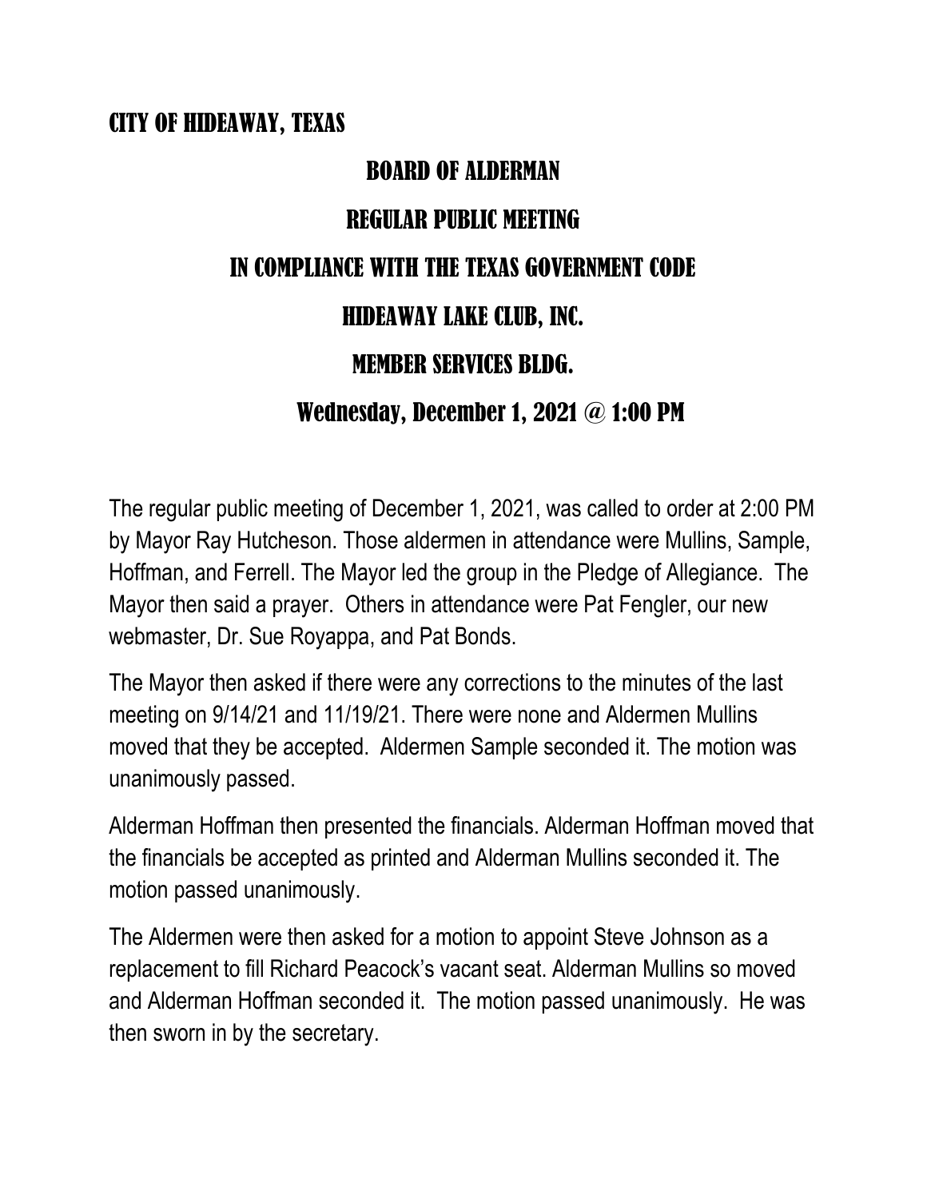# CITY OF HIDEAWAY, TEXAS

## BOARD OF ALDERMAN

## REGULAR PUBLIC MEETING

## IN COMPLIANCE WITH THE TEXAS GOVERNMENT CODE

## HIDEAWAY LAKE CLUB, INC.

## MEMBER SERVICES BLDG.

## Wednesday, December 1, 2021 @ 1:00 PM

The regular public meeting of December 1, 2021, was called to order at 2:00 PM by Mayor Ray Hutcheson. Those aldermen in attendance were Mullins, Sample, Hoffman, and Ferrell. The Mayor led the group in the Pledge of Allegiance. The Mayor then said a prayer. Others in attendance were Pat Fengler, our new webmaster, Dr. Sue Royappa, and Pat Bonds.

The Mayor then asked if there were any corrections to the minutes of the last meeting on 9/14/21 and 11/19/21. There were none and Aldermen Mullins moved that they be accepted. Aldermen Sample seconded it. The motion was unanimously passed.

Alderman Hoffman then presented the financials. Alderman Hoffman moved that the financials be accepted as printed and Alderman Mullins seconded it. The motion passed unanimously.

The Aldermen were then asked for a motion to appoint Steve Johnson as a replacement to fill Richard Peacock's vacant seat. Alderman Mullins so moved and Alderman Hoffman seconded it. The motion passed unanimously. He was then sworn in by the secretary.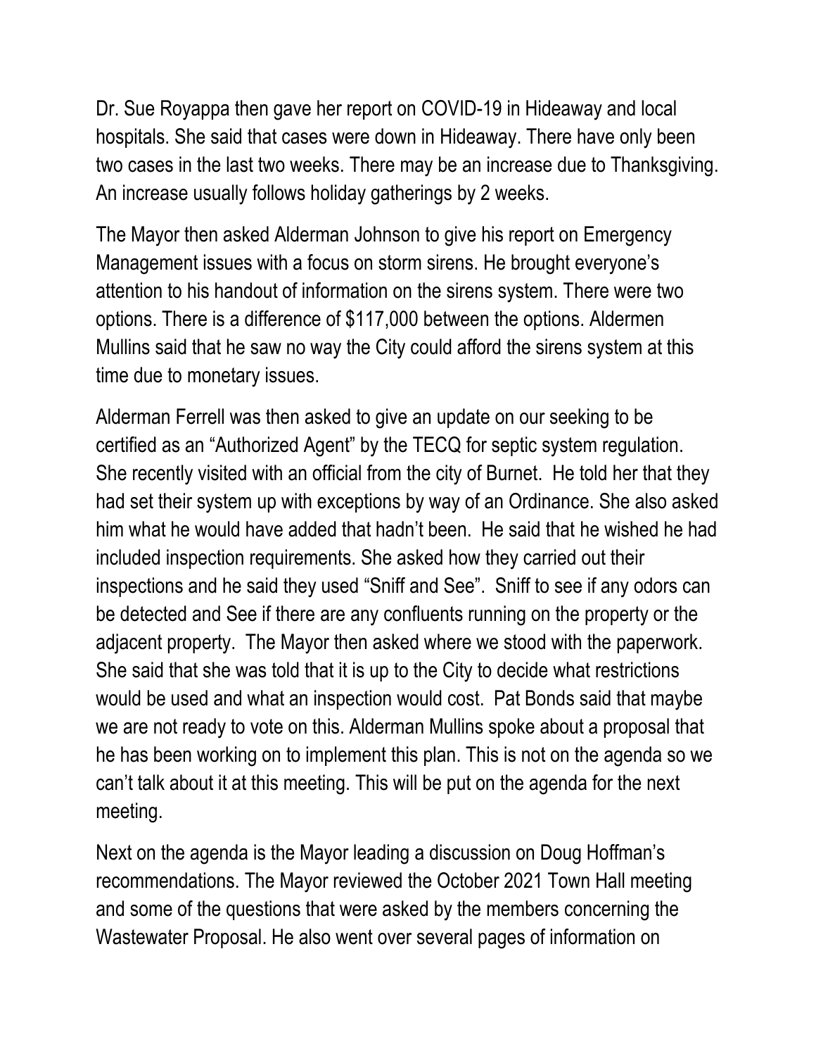Dr. Sue Royappa then gave her report on COVID-19 in Hideaway and local hospitals. She said that cases were down in Hideaway. There have only been two cases in the last two weeks. There may be an increase due to Thanksgiving. An increase usually follows holiday gatherings by 2 weeks.

The Mayor then asked Alderman Johnson to give his report on Emergency Management issues with a focus on storm sirens. He brought everyone's attention to his handout of information on the sirens system. There were two options. There is a difference of $117,000 between the options. Aldermen Mullins said that he saw no way the City could afford the sirens system at this time due to monetary issues.

Alderman Ferrell was then asked to give an update on our seeking to be certified as an "Authorized Agent" by the TECQ for septic system regulation. She recently visited with an official from the city of Burnet. He told her that they had set their system up with exceptions by way of an Ordinance. She also asked him what he would have added that hadn't been. He said that he wished he had included inspection requirements. She asked how they carried out their inspections and he said they used "Sniff and See". Sniff to see if any odors can be detected and See if there are any confluents running on the property or the adjacent property. The Mayor then asked where we stood with the paperwork. She said that she was told that it is up to the City to decide what restrictions would be used and what an inspection would cost. Pat Bonds said that maybe we are not ready to vote on this. Alderman Mullins spoke about a proposal that he has been working on to implement this plan. This is not on the agenda so we can't talk about it at this meeting. This will be put on the agenda for the next meeting.

Next on the agenda is the Mayor leading a discussion on Doug Hoffman's recommendations. The Mayor reviewed the October 2021 Town Hall meeting and some of the questions that were asked by the members concerning the Wastewater Proposal. He also went over several pages of information on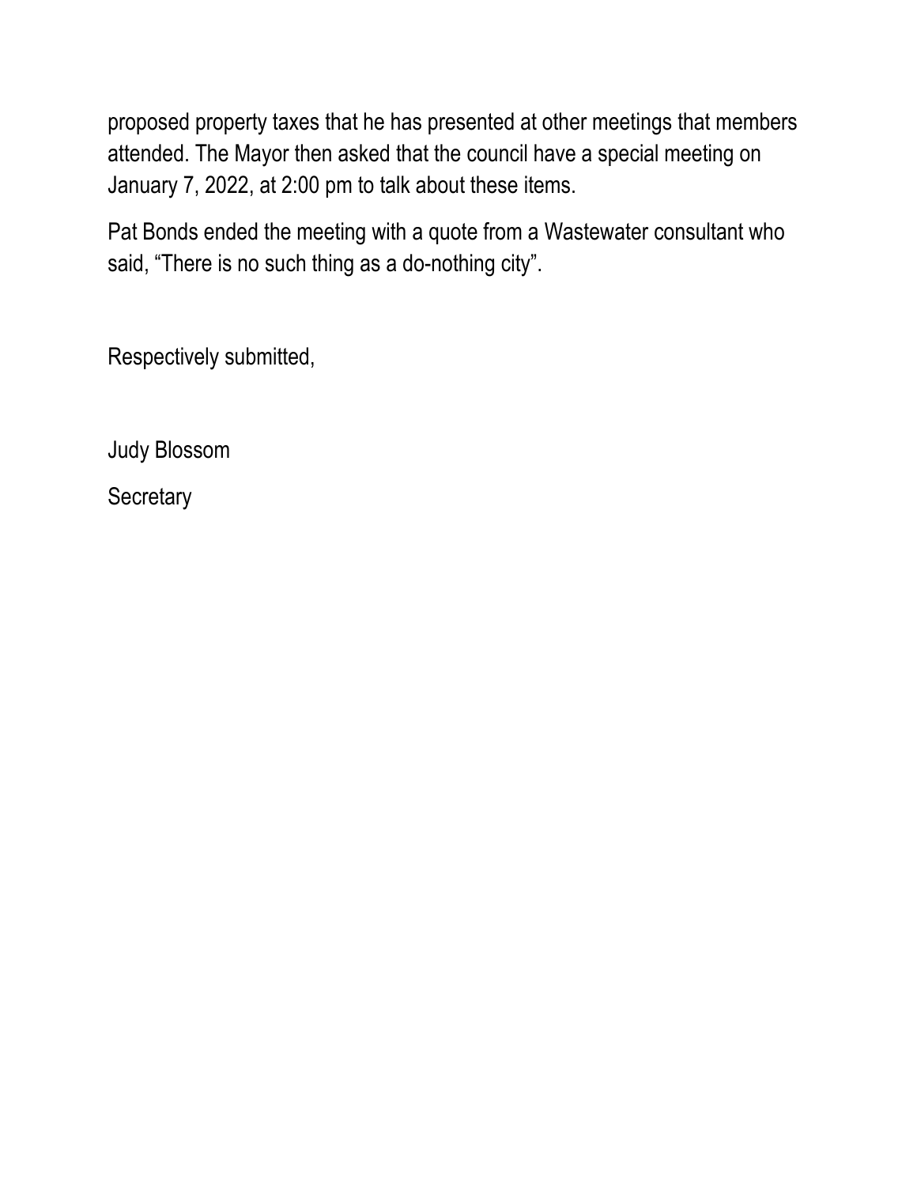proposed property taxes that he has presented at other meetings that members attended. The Mayor then asked that the council have a special meeting on January 7, 2022, at 2:00 pm to talk about these items.

Pat Bonds ended the meeting with a quote from a Wastewater consultant who said, "There is no such thing as a do-nothing city".

Respectively submitted,

Judy Blossom

Secretary